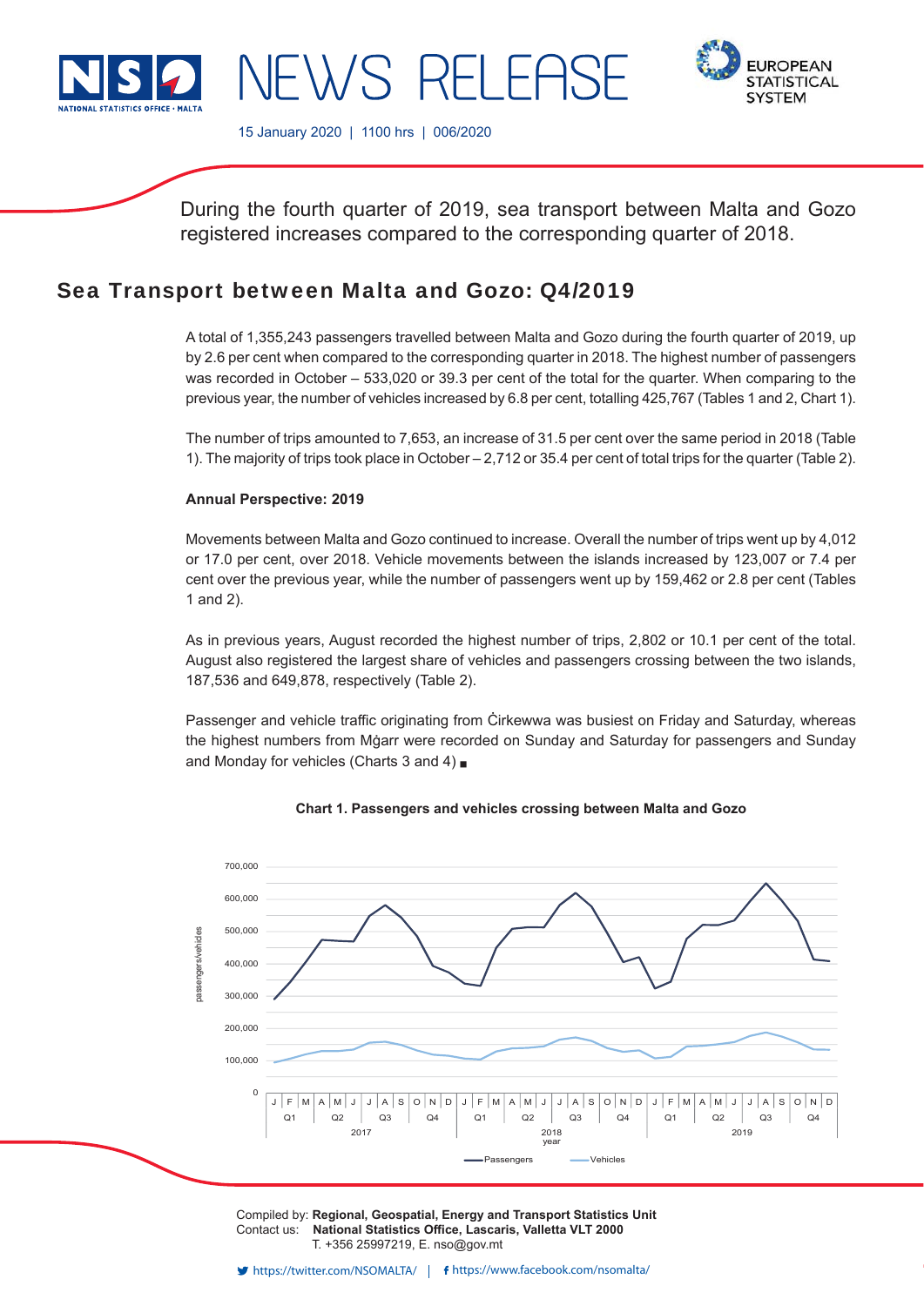# NEWS RELEASE

15 January 2020 | 1100 hrs | 006/2020

During the fourth quarter of 2019, sea transport between Malta and Gozo registered increases compared to the corresponding quarter of 2018.

## Sea Transport between Malta and Gozo: Q4/2019

A total of 1,355,243 passengers travelled between Malta and Gozo during the fourth quarter of 2019, up by 2.6 per cent when compared to the corresponding quarter in 2018. The highest number of passengers was recorded in October – 533,020 or 39.3 per cent of the total for the quarter. When comparing to the previous year, the number of vehicles increased by 6.8 per cent, totalling 425,767 (Tables 1 and 2, Chart 1).

The number of trips amounted to 7,653, an increase of 31.5 per cent over the same period in 2018 (Table 1). The majority of trips took place in October – 2,712 or 35.4 per cent of total trips for the quarter (Table 2).

**Annual Perspective: 2019**

Movements between Malta and Gozo continued to increase. Overall the number of trips went up by 4,012 or 17.0 per cent, over 2018. Vehicle movements between the islands increased by 123,007 or 7.4 per cent over the previous year, while the number of passengers went up by 159,462 or 2.8 per cent (Tables 1 and 2).

As in previous years, August recorded the highest number of trips, 2,802 or 10.1 per cent of the total. August also registered the largest share of vehicles and passengers crossing between the two islands, 187,536 and 649,878, respectively (Table 2).

Passenger and vehicle traffic originating from Ċirkewwa was busiest on Friday and Saturday, whereas the highest numbers from Mġarr were recorded on Sunday and Saturday for passengers and Sunday and Monday for vehicles (Charts 3 and 4) ■

**Chart 1. Passengers and vehicles crossing between Malta and Gozo**

Compiled by: **Regional, Geospatial, Energy and Transport Statistics Unit**
Contact us: **National Statistics Office, Lascaris, Valletta VLT 2000**
T. +356 25997219, E. nso@gov.mt

https://twitter.com/NSOMALTA/ | https://www.facebook.com/nsomalta/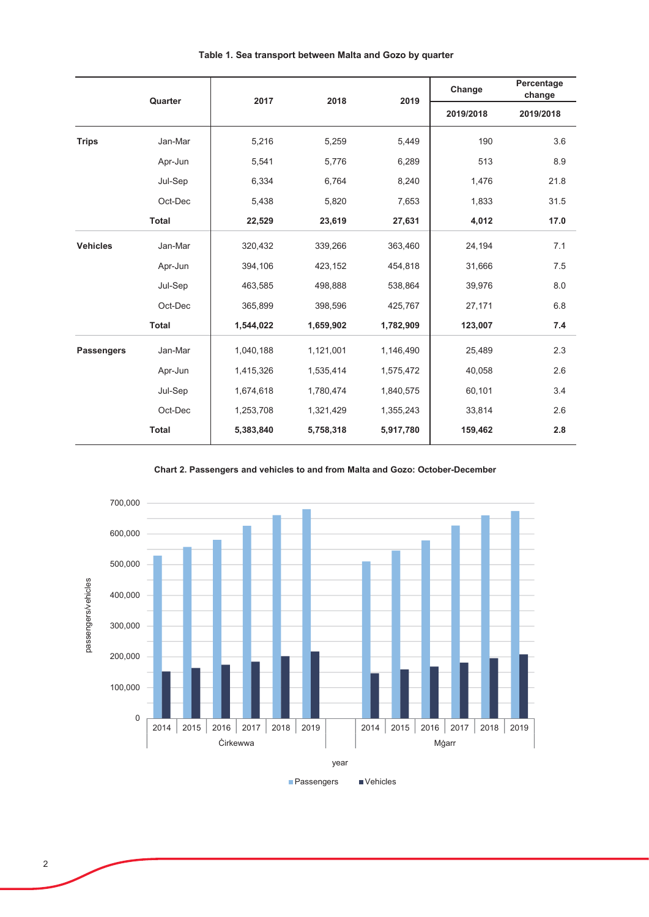**Table 1. Sea transport between Malta and Gozo by quarter**

| | Quarter | 2017 | 2018 | 2019 | Change 2019/2018 | Percentage change 2019/2018 |
|---|---|---|---|---|---|---|
| **Trips** | Jan-Mar | 5,216 | 5,259 | 5,449 | 190 | 3.6 |
| | Apr-Jun | 5,541 | 5,776 | 6,289 | 513 | 8.9 |
| | Jul-Sep | 6,334 | 6,764 | 8,240 | 1,476 | 21.8 |
| | Oct-Dec | 5,438 | 5,820 | 7,653 | 1,833 | 31.5 |
| | **Total** | **22,529** | **23,619** | **27,631** | **4,012** | **17.0** |
| **Vehicles** | Jan-Mar | 320,432 | 339,266 | 363,460 | 24,194 | 7.1 |
| | Apr-Jun | 394,106 | 423,152 | 454,818 | 31,666 | 7.5 |
| | Jul-Sep | 463,585 | 498,888 | 538,864 | 39,976 | 8.0 |
| | Oct-Dec | 365,899 | 398,596 | 425,767 | 27,171 | 6.8 |
| | **Total** | **1,544,022** | **1,659,902** | **1,782,909** | **123,007** | **7.4** |
| **Passengers** | Jan-Mar | 1,040,188 | 1,121,001 | 1,146,490 | 25,489 | 2.3 |
| | Apr-Jun | 1,415,326 | 1,535,414 | 1,575,472 | 40,058 | 2.6 |
| | Jul-Sep | 1,674,618 | 1,780,474 | 1,840,575 | 60,101 | 3.4 |
| | Oct-Dec | 1,253,708 | 1,321,429 | 1,355,243 | 33,814 | 2.6 |
| | **Total** | **5,383,840** | **5,758,318** | **5,917,780** | **159,462** | **2.8** |

**Chart 2. Passengers and vehicles to and from Malta and Gozo: October-December**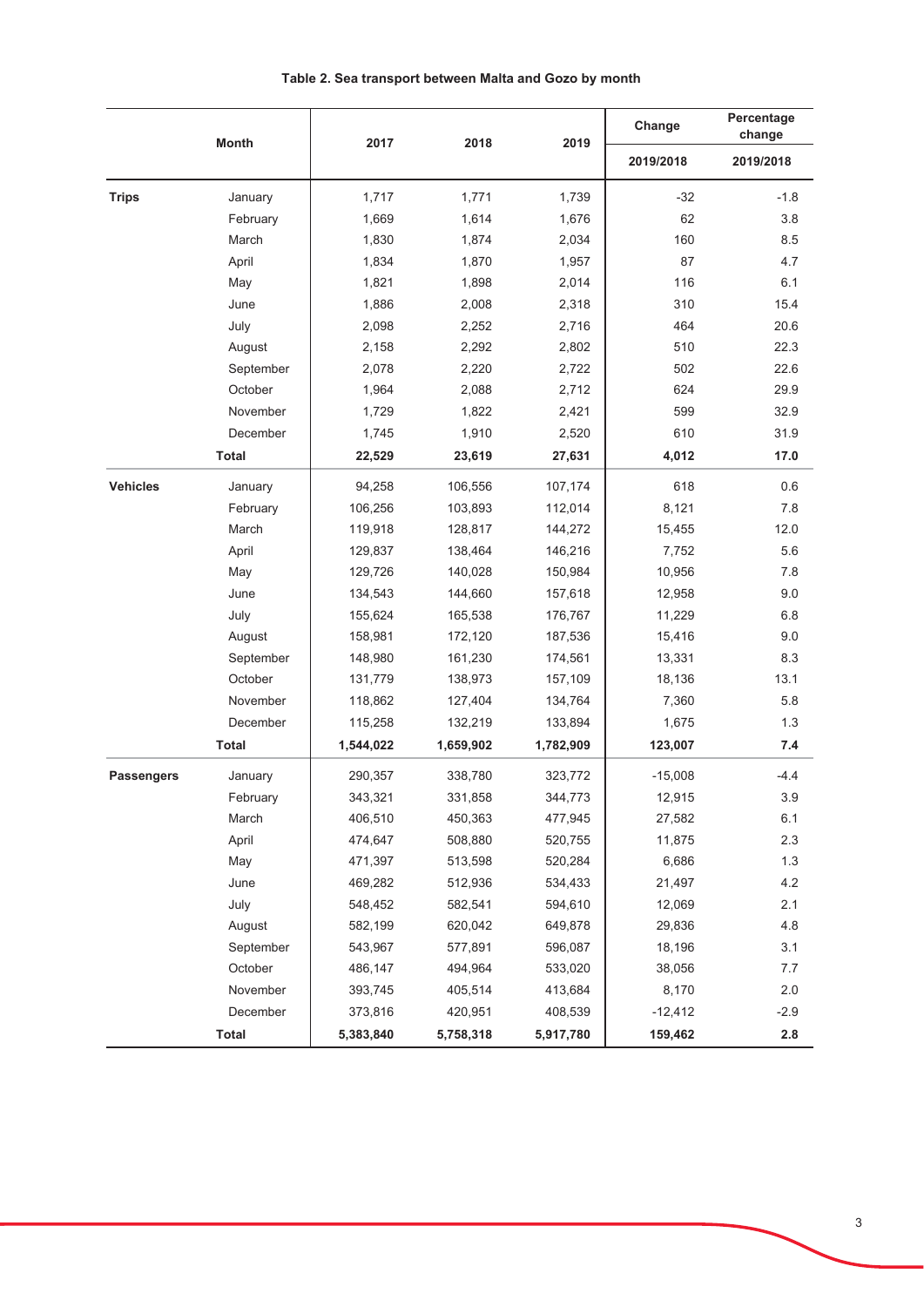**Table 2. Sea transport between Malta and Gozo by month**

| | Month | 2017 | 2018 | 2019 | Change | Percentage change |
|---|---|---|---|---|---|---|
| | | | | | 2019/2018 | 2019/2018 |
| **Trips** | January | 1,717 | 1,771 | 1,739 | -32 | -1.8 |
| | February | 1,669 | 1,614 | 1,676 | 62 | 3.8 |
| | March | 1,830 | 1,874 | 2,034 | 160 | 8.5 |
| | April | 1,834 | 1,870 | 1,957 | 87 | 4.7 |
| | May | 1,821 | 1,898 | 2,014 | 116 | 6.1 |
| | June | 1,886 | 2,008 | 2,318 | 310 | 15.4 |
| | July | 2,098 | 2,252 | 2,716 | 464 | 20.6 |
| | August | 2,158 | 2,292 | 2,802 | 510 | 22.3 |
| | September | 2,078 | 2,220 | 2,722 | 502 | 22.6 |
| | October | 1,964 | 2,088 | 2,712 | 624 | 29.9 |
| | November | 1,729 | 1,822 | 2,421 | 599 | 32.9 |
| | December | 1,745 | 1,910 | 2,520 | 610 | 31.9 |
| | **Total** | **22,529** | **23,619** | **27,631** | **4,012** | **17.0** |
| **Vehicles** | January | 94,258 | 106,556 | 107,174 | 618 | 0.6 |
| | February | 106,256 | 103,893 | 112,014 | 8,121 | 7.8 |
| | March | 119,918 | 128,817 | 144,272 | 15,455 | 12.0 |
| | April | 129,837 | 138,464 | 146,216 | 7,752 | 5.6 |
| | May | 129,726 | 140,028 | 150,984 | 10,956 | 7.8 |
| | June | 134,543 | 144,660 | 157,618 | 12,958 | 9.0 |
| | July | 155,624 | 165,538 | 176,767 | 11,229 | 6.8 |
| | August | 158,981 | 172,120 | 187,536 | 15,416 | 9.0 |
| | September | 148,980 | 161,230 | 174,561 | 13,331 | 8.3 |
| | October | 131,779 | 138,973 | 157,109 | 18,136 | 13.1 |
| | November | 118,862 | 127,404 | 134,764 | 7,360 | 5.8 |
| | December | 115,258 | 132,219 | 133,894 | 1,675 | 1.3 |
| | **Total** | **1,544,022** | **1,659,902** | **1,782,909** | **123,007** | **7.4** |
| **Passengers** | January | 290,357 | 338,780 | 323,772 | -15,008 | -4.4 |
| | February | 343,321 | 331,858 | 344,773 | 12,915 | 3.9 |
| | March | 406,510 | 450,363 | 477,945 | 27,582 | 6.1 |
| | April | 474,647 | 508,880 | 520,755 | 11,875 | 2.3 |
| | May | 471,397 | 513,598 | 520,284 | 6,686 | 1.3 |
| | June | 469,282 | 512,936 | 534,433 | 21,497 | 4.2 |
| | July | 548,452 | 582,541 | 594,610 | 12,069 | 2.1 |
| | August | 582,199 | 620,042 | 649,878 | 29,836 | 4.8 |
| | September | 543,967 | 577,891 | 596,087 | 18,196 | 3.1 |
| | October | 486,147 | 494,964 | 533,020 | 38,056 | 7.7 |
| | November | 393,745 | 405,514 | 413,684 | 8,170 | 2.0 |
| | December | 373,816 | 420,951 | 408,539 | -12,412 | -2.9 |
| | **Total** | **5,383,840** | **5,758,318** | **5,917,780** | **159,462** | **2.8** |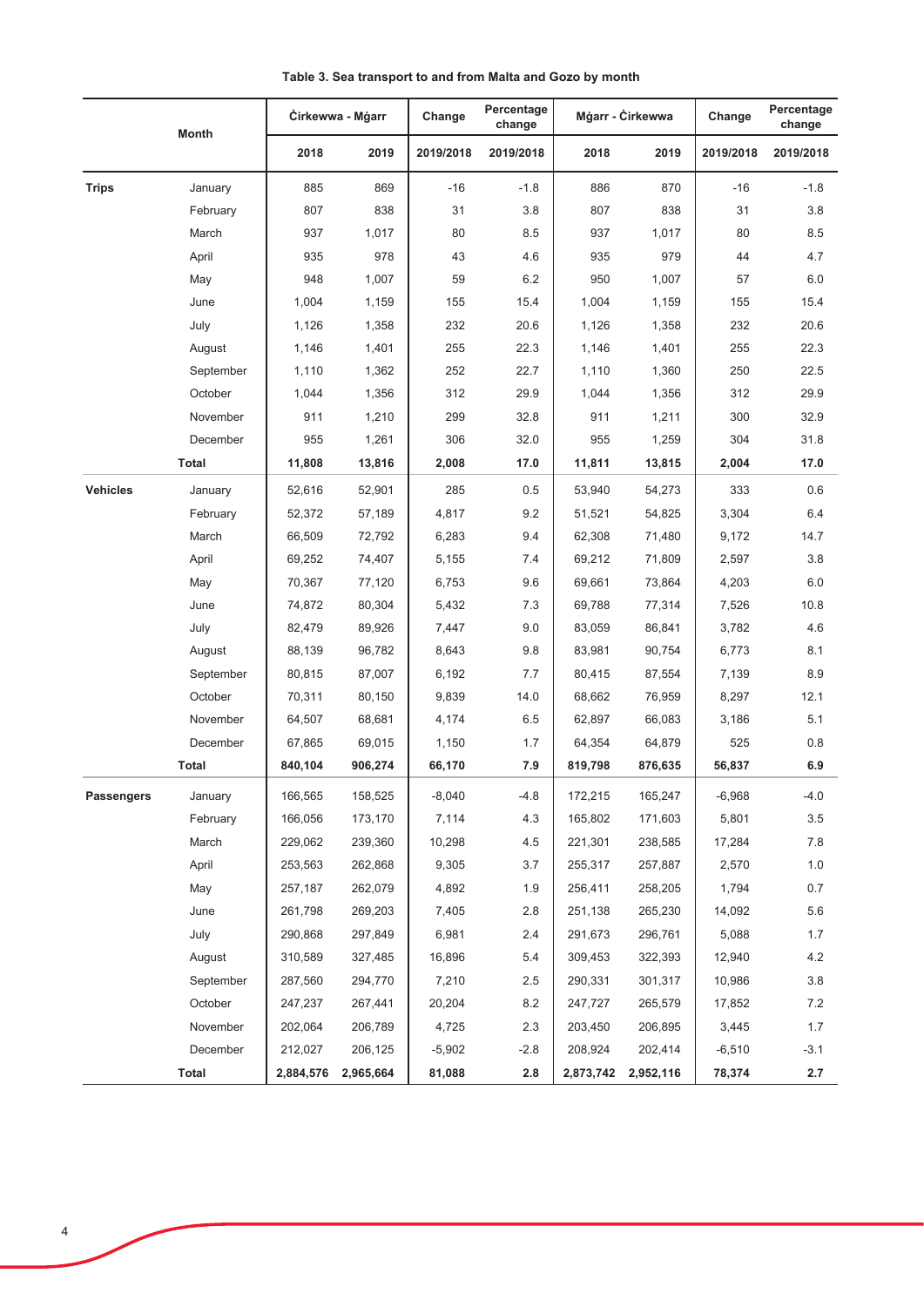**Table 3. Sea transport to and from Malta and Gozo by month**

| | Month | Ċirkewwa - Mġarr | | Change | Percentage change | Mġarr - Ċirkewwa | | Change | Percentage change |
|---|---|---|---|---|---|---|---|---|---|
| | | 2018 | 2019 | 2019/2018 | 2019/2018 | 2018 | 2019 | 2019/2018 | 2019/2018 |
| **Trips** | January | 885 | 869 | -16 | -1.8 | 886 | 870 | -16 | -1.8 |
| | February | 807 | 838 | 31 | 3.8 | 807 | 838 | 31 | 3.8 |
| | March | 937 | 1,017 | 80 | 8.5 | 937 | 1,017 | 80 | 8.5 |
| | April | 935 | 978 | 43 | 4.6 | 935 | 979 | 44 | 4.7 |
| | May | 948 | 1,007 | 59 | 6.2 | 950 | 1,007 | 57 | 6.0 |
| | June | 1,004 | 1,159 | 155 | 15.4 | 1,004 | 1,159 | 155 | 15.4 |
| | July | 1,126 | 1,358 | 232 | 20.6 | 1,126 | 1,358 | 232 | 20.6 |
| | August | 1,146 | 1,401 | 255 | 22.3 | 1,146 | 1,401 | 255 | 22.3 |
| | September | 1,110 | 1,362 | 252 | 22.7 | 1,110 | 1,360 | 250 | 22.5 |
| | October | 1,044 | 1,356 | 312 | 29.9 | 1,044 | 1,356 | 312 | 29.9 |
| | November | 911 | 1,210 | 299 | 32.8 | 911 | 1,211 | 300 | 32.9 |
| | December | 955 | 1,261 | 306 | 32.0 | 955 | 1,259 | 304 | 31.8 |
| | **Total** | **11,808** | **13,816** | **2,008** | **17.0** | **11,811** | **13,815** | **2,004** | **17.0** |
| **Vehicles** | January | 52,616 | 52,901 | 285 | 0.5 | 53,940 | 54,273 | 333 | 0.6 |
| | February | 52,372 | 57,189 | 4,817 | 9.2 | 51,521 | 54,825 | 3,304 | 6.4 |
| | March | 66,509 | 72,792 | 6,283 | 9.4 | 62,308 | 71,480 | 9,172 | 14.7 |
| | April | 69,252 | 74,407 | 5,155 | 7.4 | 69,212 | 71,809 | 2,597 | 3.8 |
| | May | 70,367 | 77,120 | 6,753 | 9.6 | 69,661 | 73,864 | 4,203 | 6.0 |
| | June | 74,872 | 80,304 | 5,432 | 7.3 | 69,788 | 77,314 | 7,526 | 10.8 |
| | July | 82,479 | 89,926 | 7,447 | 9.0 | 83,059 | 86,841 | 3,782 | 4.6 |
| | August | 88,139 | 96,782 | 8,643 | 9.8 | 83,981 | 90,754 | 6,773 | 8.1 |
| | September | 80,815 | 87,007 | 6,192 | 7.7 | 80,415 | 87,554 | 7,139 | 8.9 |
| | October | 70,311 | 80,150 | 9,839 | 14.0 | 68,662 | 76,959 | 8,297 | 12.1 |
| | November | 64,507 | 68,681 | 4,174 | 6.5 | 62,897 | 66,083 | 3,186 | 5.1 |
| | December | 67,865 | 69,015 | 1,150 | 1.7 | 64,354 | 64,879 | 525 | 0.8 |
| | **Total** | **840,104** | **906,274** | **66,170** | **7.9** | **819,798** | **876,635** | **56,837** | **6.9** |
| **Passengers** | January | 166,565 | 158,525 | -8,040 | -4.8 | 172,215 | 165,247 | -6,968 | -4.0 |
| | February | 166,056 | 173,170 | 7,114 | 4.3 | 165,802 | 171,603 | 5,801 | 3.5 |
| | March | 229,062 | 239,360 | 10,298 | 4.5 | 221,301 | 238,585 | 17,284 | 7.8 |
| | April | 253,563 | 262,868 | 9,305 | 3.7 | 255,317 | 257,887 | 2,570 | 1.0 |
| | May | 257,187 | 262,079 | 4,892 | 1.9 | 256,411 | 258,205 | 1,794 | 0.7 |
| | June | 261,798 | 269,203 | 7,405 | 2.8 | 251,138 | 265,230 | 14,092 | 5.6 |
| | July | 290,868 | 297,849 | 6,981 | 2.4 | 291,673 | 296,761 | 5,088 | 1.7 |
| | August | 310,589 | 327,485 | 16,896 | 5.4 | 309,453 | 322,393 | 12,940 | 4.2 |
| | September | 287,560 | 294,770 | 7,210 | 2.5 | 290,331 | 301,317 | 10,986 | 3.8 |
| | October | 247,237 | 267,441 | 20,204 | 8.2 | 247,727 | 265,579 | 17,852 | 7.2 |
| | November | 202,064 | 206,789 | 4,725 | 2.3 | 203,450 | 206,895 | 3,445 | 1.7 |
| | December | 212,027 | 206,125 | -5,902 | -2.8 | 208,924 | 202,414 | -6,510 | -3.1 |
| | **Total** | **2,884,576** | **2,965,664** | **81,088** | **2.8** | **2,873,742** | **2,952,116** | **78,374** | **2.7** |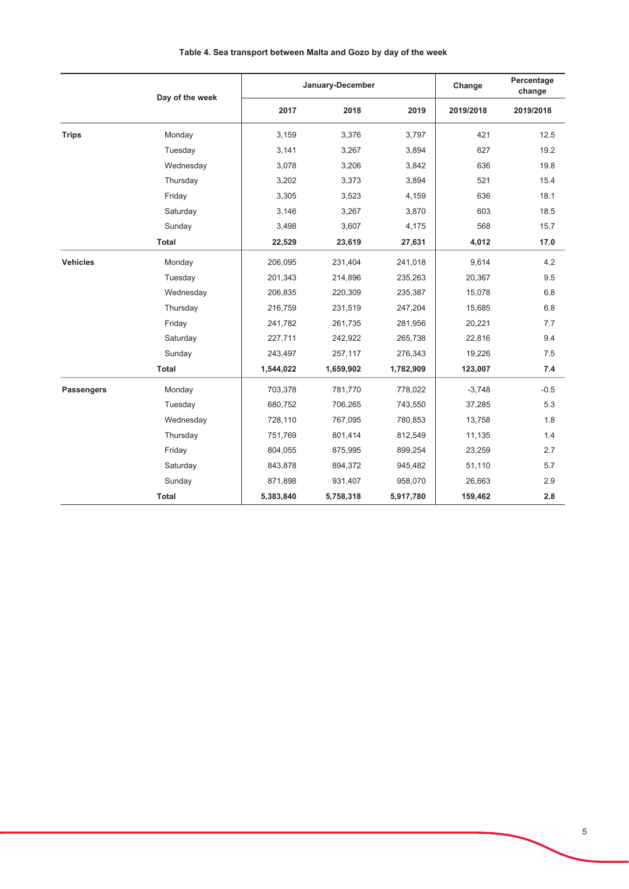**Table 4. Sea transport between Malta and Gozo by day of the week**

| | Day of the week | January-December | | | Change | Percentage change |
|---|---|---|---|---|---|---|
| | | 2017 | 2018 | 2019 | 2019/2018 | 2019/2018 |
| **Trips** | Monday | 3,159 | 3,376 | 3,797 | 421 | 12.5 |
| | Tuesday | 3,141 | 3,267 | 3,894 | 627 | 19.2 |
| | Wednesday | 3,078 | 3,206 | 3,842 | 636 | 19.8 |
| | Thursday | 3,202 | 3,373 | 3,894 | 521 | 15.4 |
| | Friday | 3,305 | 3,523 | 4,159 | 636 | 18.1 |
| | Saturday | 3,146 | 3,267 | 3,870 | 603 | 18.5 |
| | Sunday | 3,498 | 3,607 | 4,175 | 568 | 15.7 |
| | **Total** | **22,529** | **23,619** | **27,631** | **4,012** | **17.0** |
| **Vehicles** | Monday | 206,095 | 231,404 | 241,018 | 9,614 | 4.2 |
| | Tuesday | 201,343 | 214,896 | 235,263 | 20,367 | 9.5 |
| | Wednesday | 206,835 | 220,309 | 235,387 | 15,078 | 6.8 |
| | Thursday | 216,759 | 231,519 | 247,204 | 15,685 | 6.8 |
| | Friday | 241,782 | 261,735 | 281,956 | 20,221 | 7.7 |
| | Saturday | 227,711 | 242,922 | 265,738 | 22,816 | 9.4 |
| | Sunday | 243,497 | 257,117 | 276,343 | 19,226 | 7.5 |
| | **Total** | **1,544,022** | **1,659,902** | **1,782,909** | **123,007** | **7.4** |
| **Passengers** | Monday | 703,378 | 781,770 | 778,022 | -3,748 | -0.5 |
| | Tuesday | 680,752 | 706,265 | 743,550 | 37,285 | 5.3 |
| | Wednesday | 728,110 | 767,095 | 780,853 | 13,758 | 1.8 |
| | Thursday | 751,769 | 801,414 | 812,549 | 11,135 | 1.4 |
| | Friday | 804,055 | 875,995 | 899,254 | 23,259 | 2.7 |
| | Saturday | 843,878 | 894,372 | 945,482 | 51,110 | 5.7 |
| | Sunday | 871,898 | 931,407 | 958,070 | 26,663 | 2.9 |
| | **Total** | **5,383,840** | **5,758,318** | **5,917,780** | **159,462** | **2.8** |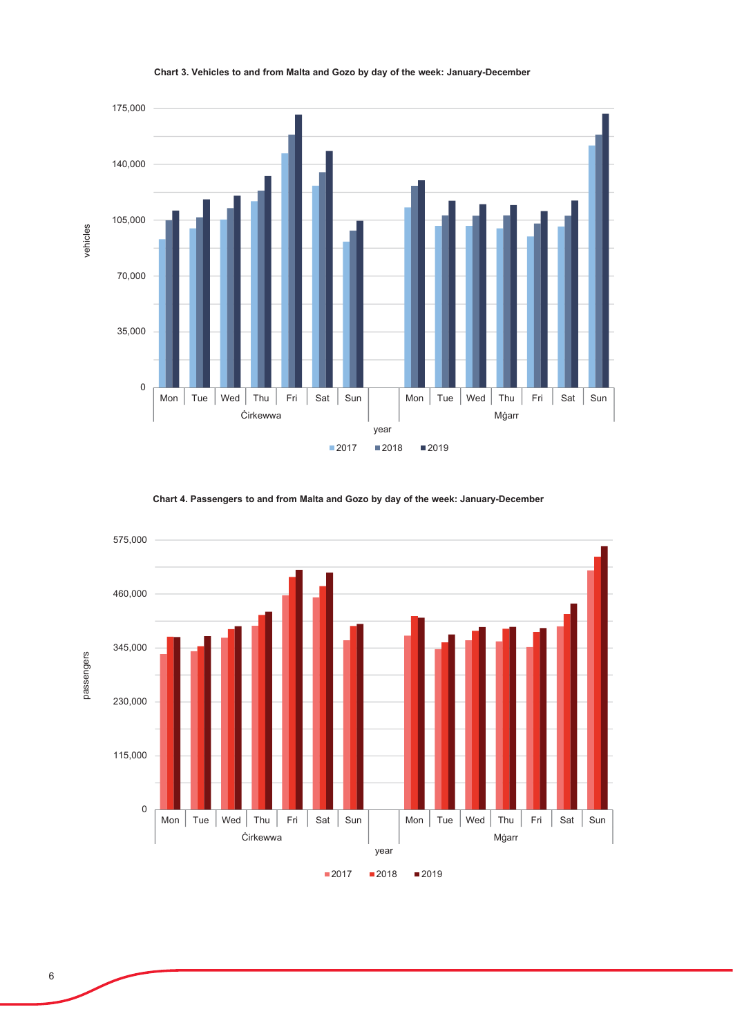**Chart 3. Vehicles to and from Malta and Gozo by day of the week: January-December**

**Chart 4. Passengers to and from Malta and Gozo by day of the week: January-December**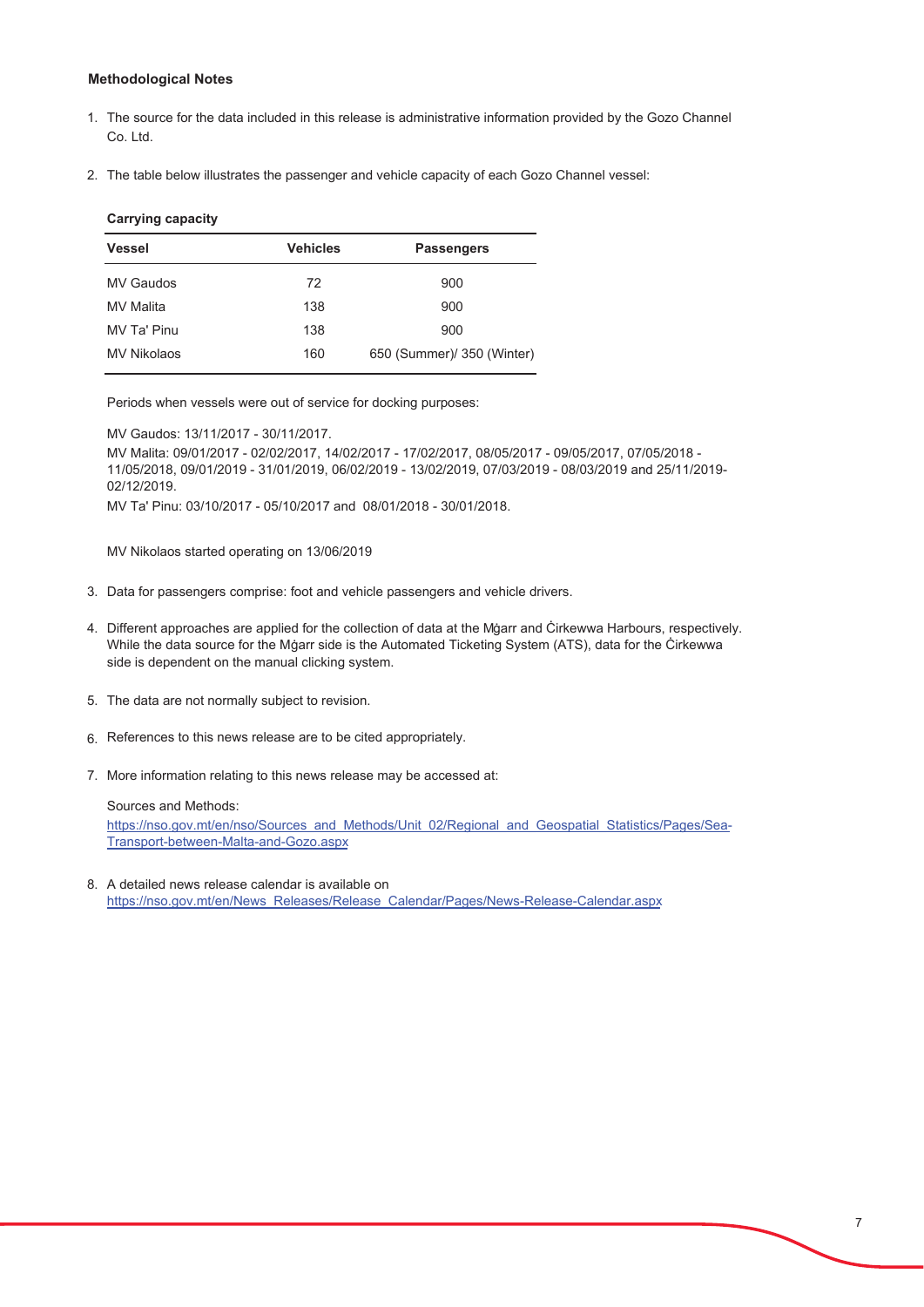**Methodological Notes**

1. The source for the data included in this release is administrative information provided by the Gozo Channel Co. Ltd.

2. The table below illustrates the passenger and vehicle capacity of each Gozo Channel vessel:

   **Carrying capacity**

   | Vessel | Vehicles | Passengers |
   |---|---|---|
   | MV Gaudos | 72 | 900 |
   | MV Malita | 138 | 900 |
   | MV Ta' Pinu | 138 | 900 |
   | MV Nikolaos | 160 | 650 (Summer)/ 350 (Winter) |

   Periods when vessels were out of service for docking purposes:

   MV Gaudos: 13/11/2017 - 30/11/2017.
   MV Malita: 09/01/2017 - 02/02/2017, 14/02/2017 - 17/02/2017, 08/05/2017 - 09/05/2017, 07/05/2018 - 11/05/2018, 09/01/2019 - 31/01/2019, 06/02/2019 - 13/02/2019, 07/03/2019 - 08/03/2019 and 25/11/2019-02/12/2019.
   MV Ta' Pinu: 03/10/2017 - 05/10/2017 and 08/01/2018 - 30/01/2018.

   MV Nikolaos started operating on 13/06/2019

3. Data for passengers comprise: foot and vehicle passengers and vehicle drivers.

4. Different approaches are applied for the collection of data at the Mġarr and Ċirkewwa Harbours, respectively. While the data source for the Mġarr side is the Automated Ticketing System (ATS), data for the Ċirkewwa side is dependent on the manual clicking system.

5. The data are not normally subject to revision.

6. References to this news release are to be cited appropriately.

7. More information relating to this news release may be accessed at:

   Sources and Methods:
   https://nso.gov.mt/en/nso/Sources_and_Methods/Unit_02/Regional_and_Geospatial_Statistics/Pages/Sea-Transport-between-Malta-and-Gozo.aspx

8. A detailed news release calendar is available on
   https://nso.gov.mt/en/News_Releases/Release_Calendar/Pages/News-Release-Calendar.aspx